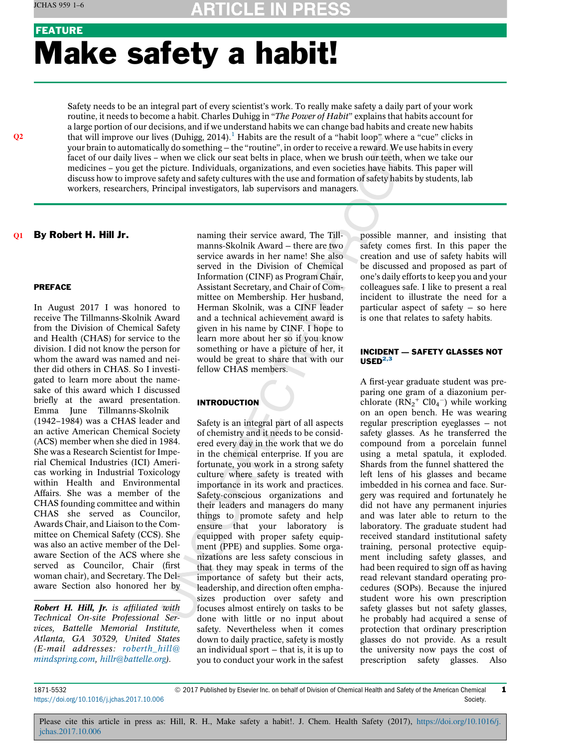## FEATURE

# Make safety a habit!

Safety needs to be an integral part of every scientist's work. To really make safety a daily part of your work routine, it needs to become a habit. Charles Duhigg in "*The Power of Habit*" explains that habits account for a large portion of our decisions, and if we understand habits we can change bad habits and create new habits that will improve our lives (Duhigg, 2014).[1] Habits are the result of a "habit loop" where a "cue" clicks in your brain to automatically do something – the "routine", in order to receive a reward. We use habits in every facet of our daily lives – when we click our seat belts in place, when we brush our teeth, when we take our medicines – you get the picture. Individuals, organizations, and even societies have habits. This paper will discuss how to improve safety and safety cultures with the use and formation of safety habits by students, lab workers, researchers, Principal investigators, lab supervisors and managers.

**By Robert H. Hill Jr.**

### PREFACE

In August 2017 I was honored to receive The Tillmanns-Skolnik Award from the Division of Chemical Safety and Health (CHAS) for service to the division. I did not know the person for whom the award was named and neither did others in CHAS. So I investigated to learn more about the namesake of this award which I discussed briefly at the award presentation. Emma June Tillmanns-Skolnik (1942–1984) was a CHAS leader and an active American Chemical Society (ACS) member when she died in 1984. She was a Research Scientist for Imperial Chemical Industries (ICI) Americas working in Industrial Toxicology within Health and Environmental Affairs. She was a member of the CHAS founding committee and within CHAS she served as Councilor, Awards Chair, and Liaison to the Committee on Chemical Safety (CCS). She was also an active member of the Delaware Section of the ACS where she served as Councilor, Chair (first woman chair), and Secretary. The Delaware Section also honored her by naming their service award, The Tillmanns-Skolnik Award – there are two service awards in her name! She also served in the Division of Chemical Information (CINF) as Program Chair, Assistant Secretary, and Chair of Committee on Membership. Her husband, Herman Skolnik, was a CINF leader and a technical achievement award is given in his name by CINF. I hope to learn more about her so if you know something or have a picture of her, it would be great to share that with our fellow CHAS members.

*Robert H. Hill, Jr. is affiliated with Technical On-site Professional Services, Battelle Memorial Institute, Atlanta, GA 30329, United States (E-mail addresses: roberth_hill@mindspring.com, hillr@battelle.org).*

### INTRODUCTION

Safety is an integral part of all aspects of chemistry and it needs to be considered every day in the work that we do in the chemical enterprise. If you are fortunate, you work in a strong safety culture where safety is treated with importance in its work and practices. Safety-conscious organizations and their leaders and managers do many things to promote safety and help ensure that your laboratory is equipped with proper safety equipment (PPE) and supplies. Some organizations are less safety conscious in that they may speak in terms of the importance of safety but their acts, leadership, and direction often emphasizes production over safety and focuses almost entirely on tasks to be done with little or no input about safety. Nevertheless when it comes down to daily practice, safety is mostly an individual sport – that is, it is up to you to conduct your work in the safest possible manner, and insisting that safety comes first. In this paper the creation and use of safety habits will be discussed and proposed as part of one's daily efforts to keep you and your colleagues safe. I like to present a real incident to illustrate the need for a particular aspect of safety – so here is one that relates to safety habits.

### INCIDENT — SAFETY GLASSES NOT USED[2,3]

A first-year graduate student was preparing one gram of a diazonium perchlorate ($RN_2^+ ClO_4^-$) while working on an open bench. He was wearing regular prescription eyeglasses – not safety glasses. As he transferred the compound from a porcelain funnel using a metal spatula, it exploded. Shards from the funnel shattered the left lens of his glasses and became imbedded in his cornea and face. Surgery was required and fortunately he did not have any permanent injuries and was later able to return to the laboratory. The graduate student had received standard institutional safety training, personal protective equipment including safety glasses, and had been required to sign off as having read relevant standard operating procedures (SOPs). Because the injured student wore his own prescription safety glasses but not safety glasses, he probably had acquired a sense of protection that ordinary prescription glasses do not provide. As a result the university now pays the cost of prescription safety glasses. Also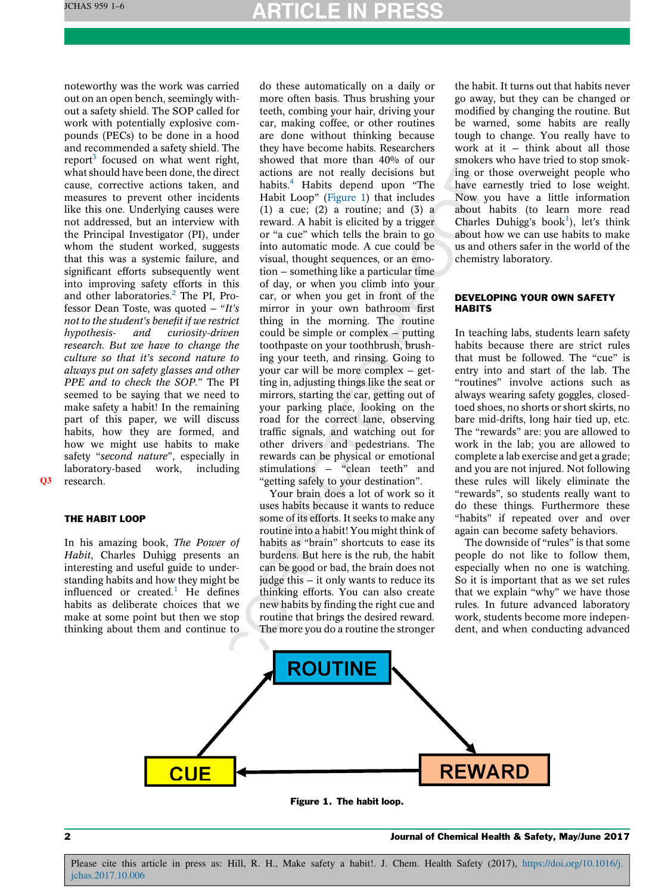noteworthy was the work was carried out on an open bench, seemingly without a safety shield. The SOP called for work with potentially explosive compounds (PECs) to be done in a hood and recommended a safety shield. The report[3] focused on what went right, what should have been done, the direct cause, corrective actions taken, and measures to prevent other incidents like this one. Underlying causes were not addressed, but an interview with the Principal Investigator (PI), under whom the student worked, suggests that this was a systemic failure, and significant efforts subsequently went into improving safety efforts in this and other laboratories.[2] The PI, Professor Dean Toste, was quoted – "*It's not to the student's benefit if we restrict hypothesis- and curiosity-driven research. But we have to change the culture so that it's second nature to always put on safety glasses and other PPE and to check the SOP.*" The PI seemed to be saying that we need to make safety a habit! In the remaining part of this paper, we will discuss habits, how they are formed, and how we might use habits to make safety "*second nature*", especially in laboratory-based work, including research.

## THE HABIT LOOP

In his amazing book, *The Power of Habit*, Charles Duhigg presents an interesting and useful guide to understanding habits and how they might be influenced or created.[1] He defines habits as deliberate choices that we make at some point but then we stop thinking about them and continue to do these automatically on a daily or more often basis. Thus brushing your teeth, combing your hair, driving your car, making coffee, or other routines are done without thinking because they have become habits. Researchers showed that more than 40% of our actions are not really decisions but habits.[4] Habits depend upon "The Habit Loop" (Figure 1) that includes (1) a cue; (2) a routine; and (3) a reward. A habit is elicited by a trigger or "a cue" which tells the brain to go into automatic mode. A cue could be visual, thought sequences, or an emotion – something like a particular time of day, or when you climb into your car, or when you get in front of the mirror in your own bathroom first thing in the morning. The routine could be simple or complex – putting toothpaste on your toothbrush, brushing your teeth, and rinsing. Going to your car will be more complex – getting in, adjusting things like the seat or mirrors, starting the car, getting out of your parking place, looking on the road for the correct lane, observing traffic signals, and watching out for other drivers and pedestrians. The rewards can be physical or emotional stimulations – "clean teeth" and "getting safely to your destination".

Your brain does a lot of work so it uses habits because it wants to reduce some of its efforts. It seeks to make any routine into a habit! You might think of habits as "brain" shortcuts to ease its burdens. But here is the rub, the habit can be good or bad, the brain does not judge this – it only wants to reduce its thinking efforts. You can also create new habits by finding the right cue and routine that brings the desired reward. The more you do a routine the stronger the habit. It turns out that habits never go away, but they can be changed or modified by changing the routine. But be warned, some habits are really tough to change. You really have to work at it – think about all those smokers who have tried to stop smoking or those overweight people who have earnestly tried to lose weight. Now you have a little information about habits (to learn more read Charles Duhigg's book[1]), let's think about how we can use habits to make us and others safer in the world of the chemistry laboratory.

## DEVELOPING YOUR OWN SAFETY HABITS

In teaching labs, students learn safety habits because there are strict rules that must be followed. The "cue" is entry into and start of the lab. The "routines" involve actions such as always wearing safety goggles, closed-toed shoes, no shorts or short skirts, no bare mid-drifts, long hair tied up, etc. The "rewards" are: you are allowed to work in the lab; you are allowed to complete a lab exercise and get a grade; and you are not injured. Not following these rules will likely eliminate the "rewards", so students really want to do these things. Furthermore these "habits" if repeated over and over again can become safety behaviors.

The downside of "rules" is that some people do not like to follow them, especially when no one is watching. So it is important that as we set rules that we explain "why" we have those rules. In future advanced laboratory work, students become more independent, and when conducting advanced

ROUTINE

CUE

REWARD

**Figure 1. The habit loop.**

Please cite this article in press as: Hill, R. H., Make safety a habit!. J. Chem. Health Safety (2017), https://doi.org/10.1016/j.jchas.2017.10.006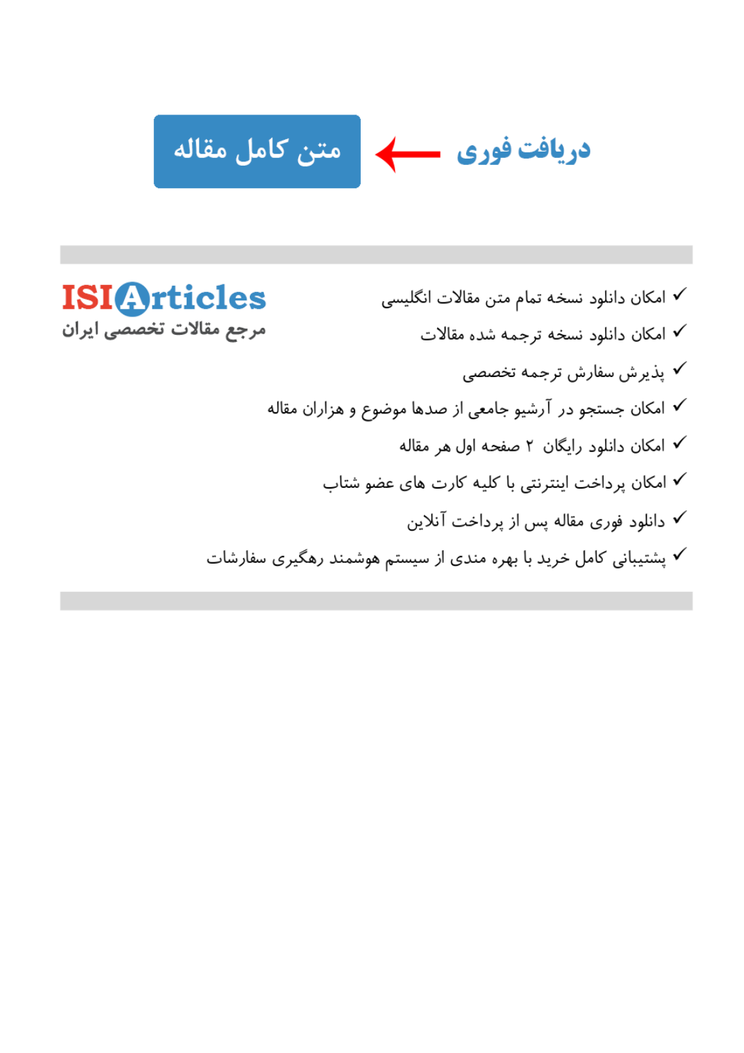دریافت فوری ← **متن کامل مقاله**

**ISIArticles**
مرجع مقالات تخصصی ایران

- ✓ امکان دانلود نسخه تمام متن مقالات انگلیسی
- ✓ امکان دانلود نسخه ترجمه شده مقالات
- ✓ پذیرش سفارش ترجمه تخصصی
- ✓ امکان جستجو در آرشیو جامعی از صدها موضوع و هزاران مقاله
- ✓ امکان دانلود رایگان ۲ صفحه اول هر مقاله
- ✓ امکان پرداخت اینترنتی با کلیه کارت های عضو شتاب
- ✓ دانلود فوری مقاله پس از پرداخت آنلاین
- ✓ پشتیبانی کامل خرید با بهره مندی از سیستم هوشمند رهگیری سفارشات